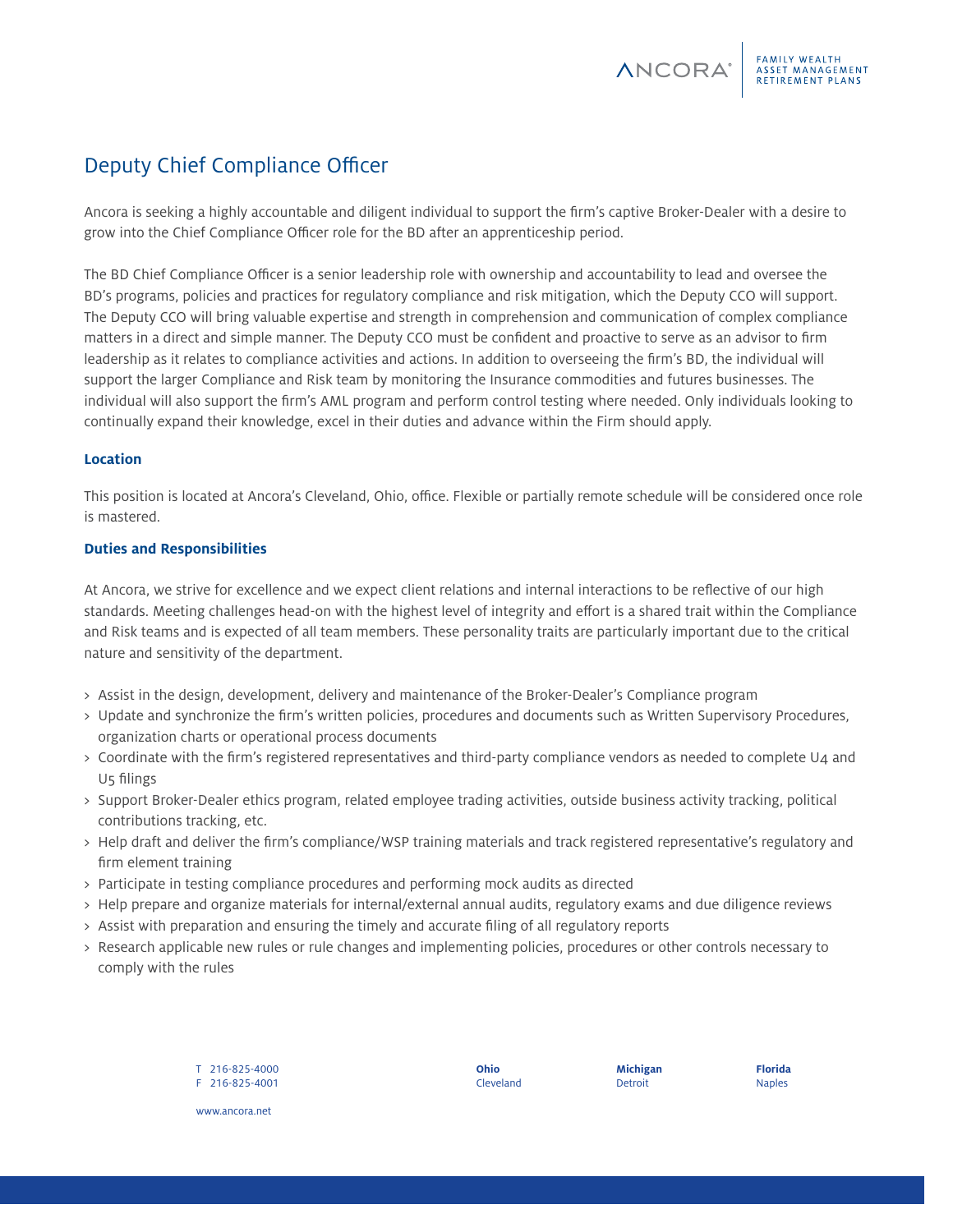# Deputy Chief Compliance Officer

Ancora is seeking a highly accountable and diligent individual to support the firm's captive Broker-Dealer with a desire to grow into the Chief Compliance Officer role for the BD after an apprenticeship period.

The BD Chief Compliance Officer is a senior leadership role with ownership and accountability to lead and oversee the BD's programs, policies and practices for regulatory compliance and risk mitigation, which the Deputy CCO will support. The Deputy CCO will bring valuable expertise and strength in comprehension and communication of complex compliance matters in a direct and simple manner. The Deputy CCO must be confident and proactive to serve as an advisor to firm leadership as it relates to compliance activities and actions. In addition to overseeing the firm's BD, the individual will support the larger Compliance and Risk team by monitoring the Insurance commodities and futures businesses. The individual will also support the firm's AML program and perform control testing where needed. Only individuals looking to continually expand their knowledge, excel in their duties and advance within the Firm should apply.

### Location

This position is located at Ancora's Cleveland, Ohio, office. Flexible or partially remote schedule will be considered once role is mastered.

### Duties and Responsibilities

At Ancora, we strive for excellence and we expect client relations and internal interactions to be reflective of our high standards. Meeting challenges head-on with the highest level of integrity and effort is a shared trait within the Compliance and Risk teams and is expected of all team members. These personality traits are particularly important due to the critical nature and sensitivity of the department.

- Assist in the design, development, delivery and maintenance of the Broker-Dealer's Compliance program
- Update and synchronize the firm's written policies, procedures and documents such as Written Supervisory Procedures, organization charts or operational process documents
- Coordinate with the firm's registered representatives and third-party compliance vendors as needed to complete U4 and U5 filings
- Support Broker-Dealer ethics program, related employee trading activities, outside business activity tracking, political contributions tracking, etc.
- Help draft and deliver the firm's compliance/WSP training materials and track registered representative's regulatory and firm element training
- Participate in testing compliance procedures and performing mock audits as directed
- Help prepare and organize materials for internal/external annual audits, regulatory exams and due diligence reviews
- Assist with preparation and ensuring the timely and accurate filing of all regulatory reports
- Research applicable new rules or rule changes and implementing policies, procedures or other controls necessary to comply with the rules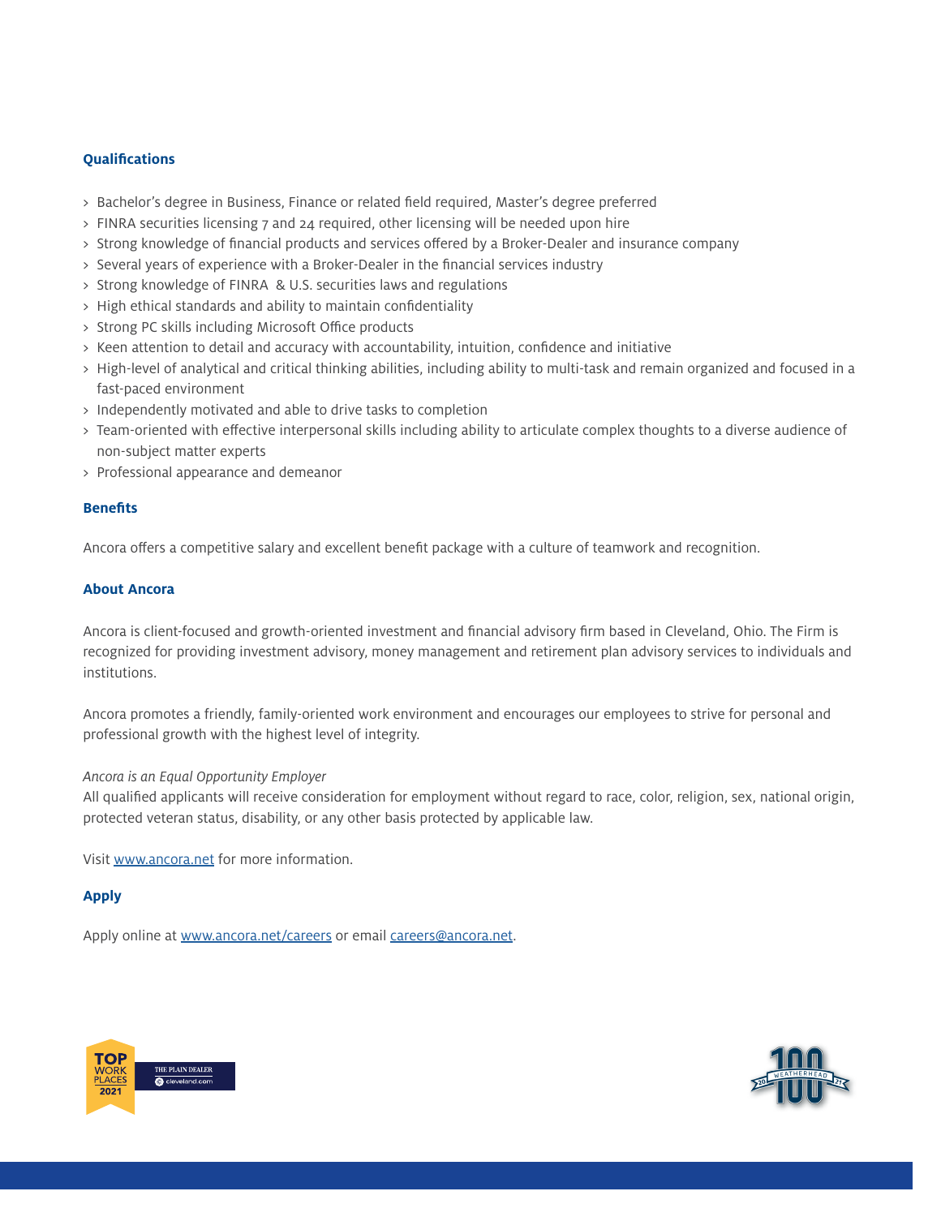## Qualifications

- Bachelor's degree in Business, Finance or related field required, Master's degree preferred
- FINRA securities licensing 7 and 24 required, other licensing will be needed upon hire
- Strong knowledge of financial products and services offered by a Broker-Dealer and insurance company
- Several years of experience with a Broker-Dealer in the financial services industry
- Strong knowledge of FINRA & U.S. securities laws and regulations
- High ethical standards and ability to maintain confidentiality
- Strong PC skills including Microsoft Office products
- Keen attention to detail and accuracy with accountability, intuition, confidence and initiative
- High-level of analytical and critical thinking abilities, including ability to multi-task and remain organized and focused in a fast-paced environment
- Independently motivated and able to drive tasks to completion
- Team-oriented with effective interpersonal skills including ability to articulate complex thoughts to a diverse audience of non-subject matter experts
- Professional appearance and demeanor

## Benefits

Ancora offers a competitive salary and excellent benefit package with a culture of teamwork and recognition.

## About Ancora

Ancora is client-focused and growth-oriented investment and financial advisory firm based in Cleveland, Ohio. The Firm is recognized for providing investment advisory, money management and retirement plan advisory services to individuals and institutions.

Ancora promotes a friendly, family-oriented work environment and encourages our employees to strive for personal and professional growth with the highest level of integrity.

*Ancora is an Equal Opportunity Employer*
All qualified applicants will receive consideration for employment without regard to race, color, religion, sex, national origin, protected veteran status, disability, or any other basis protected by applicable law.

Visit www.ancora.net for more information.

## Apply

Apply online at www.ancora.net/careers or email careers@ancora.net.